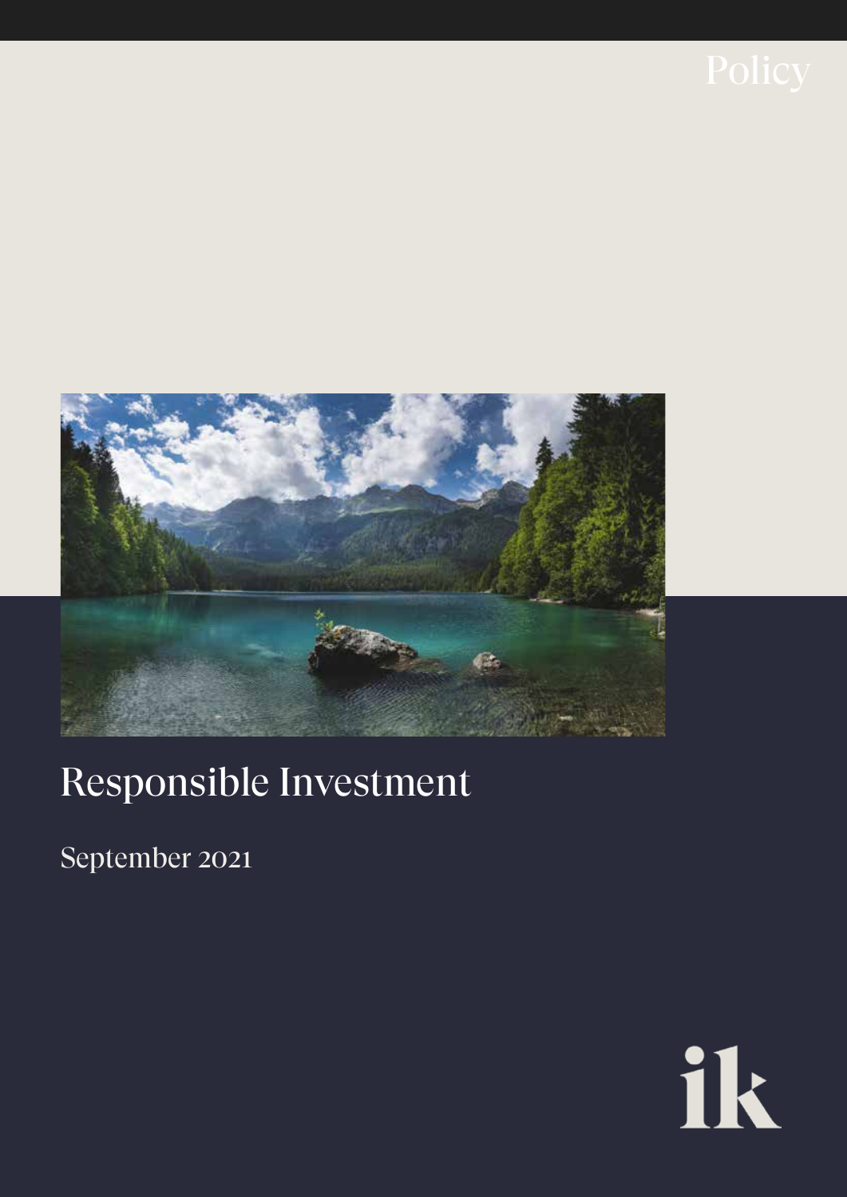Policy

# Responsible Investment

September 2021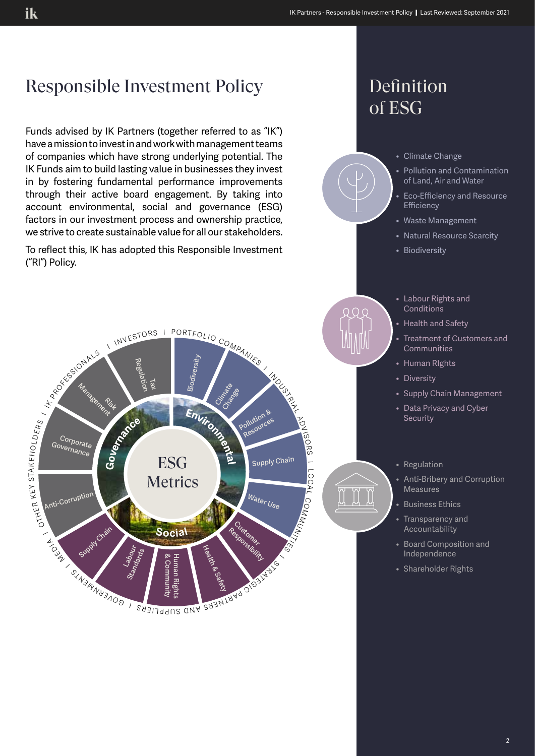# Responsible Investment Policy

Funds advised by IK Partners (together referred to as "IK") have a mission to invest in and work with management teams of companies which have strong underlying potential. The IK Funds aim to build lasting value in businesses they invest in by fostering fundamental performance improvements through their active board engagement. By taking into account environmental, social and governance (ESG) factors in our investment process and ownership practice, we strive to create sustainable value for all our stakeholders.

To reflect this, IK has adopted this Responsible Investment ("RI") Policy.

ESG Metrics

Environmental: Biodiversity, Climate Change, Pollution & Resources, Supply Chain, Water Use

Social: Customer Responsibility, Health & Safety, Human Rights & Community, Labour Standards, Supply Chain

Governance: Anti-Corruption, Corporate Governance, Risk Management, Tax Regulation

INVESTORS | PORTFOLIO COMPANIES | INDUSTRIAL ADVISORS | LOCAL COMMUNITIES | STRATEGIC PARTNERS AND SUPPLIERS | GOVERNMENTS | MEDIA | OTHER KEY STAKEHOLDERS | IK PROFESSIONALS

# Definition of ESG

- Climate Change
- Pollution and Contamination of Land, Air and Water
- Eco-Efficiency and Resource Efficiency
- Waste Management
- Natural Resource Scarcity
- Biodiversity

- Labour Rights and Conditions
- Health and Safety
- Treatment of Customers and Communities
- Human RIghts
- Diversity
- Supply Chain Management
- Data Privacy and Cyber Security

- Regulation
- Anti-Bribery and Corruption Measures
- Business Ethics
- Transparency and Accountability
- Board Composition and Independence
- Shareholder Rights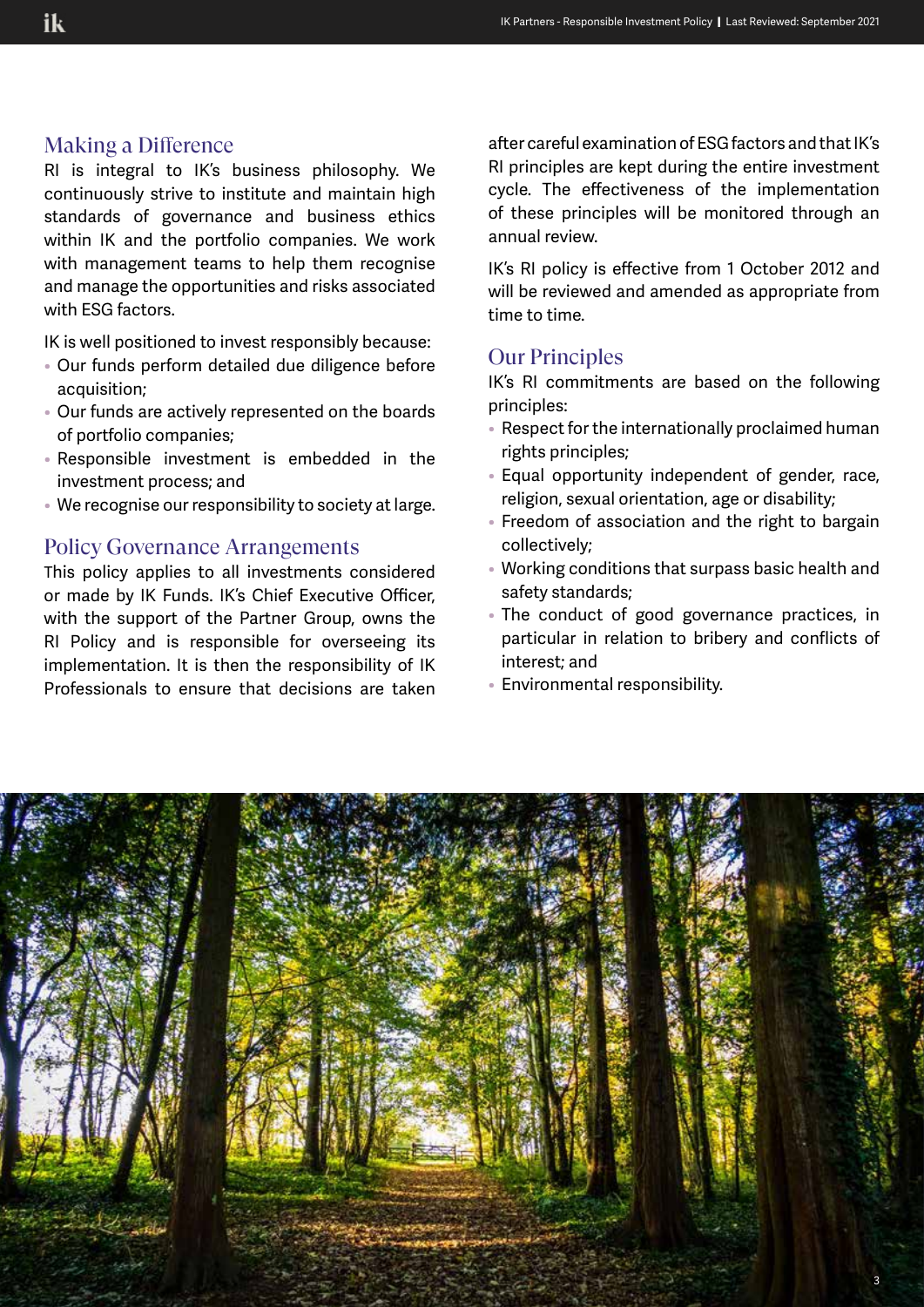## Making a Difference

RI is integral to IK's business philosophy. We continuously strive to institute and maintain high standards of governance and business ethics within IK and the portfolio companies. We work with management teams to help them recognise and manage the opportunities and risks associated with ESG factors.

IK is well positioned to invest responsibly because:

- Our funds perform detailed due diligence before acquisition;
- Our funds are actively represented on the boards of portfolio companies;
- Responsible investment is embedded in the investment process; and
- We recognise our responsibility to society at large.

## Policy Governance Arrangements

This policy applies to all investments considered or made by IK Funds. IK's Chief Executive Officer, with the support of the Partner Group, owns the RI Policy and is responsible for overseeing its implementation. It is then the responsibility of IK Professionals to ensure that decisions are taken after careful examination of ESG factors and that IK's RI principles are kept during the entire investment cycle. The effectiveness of the implementation of these principles will be monitored through an annual review.

IK's RI policy is effective from 1 October 2012 and will be reviewed and amended as appropriate from time to time.

## Our Principles

IK's RI commitments are based on the following principles:

- Respect for the internationally proclaimed human rights principles;
- Equal opportunity independent of gender, race, religion, sexual orientation, age or disability;
- Freedom of association and the right to bargain collectively;
- Working conditions that surpass basic health and safety standards;
- The conduct of good governance practices, in particular in relation to bribery and conflicts of interest; and
- Environmental responsibility.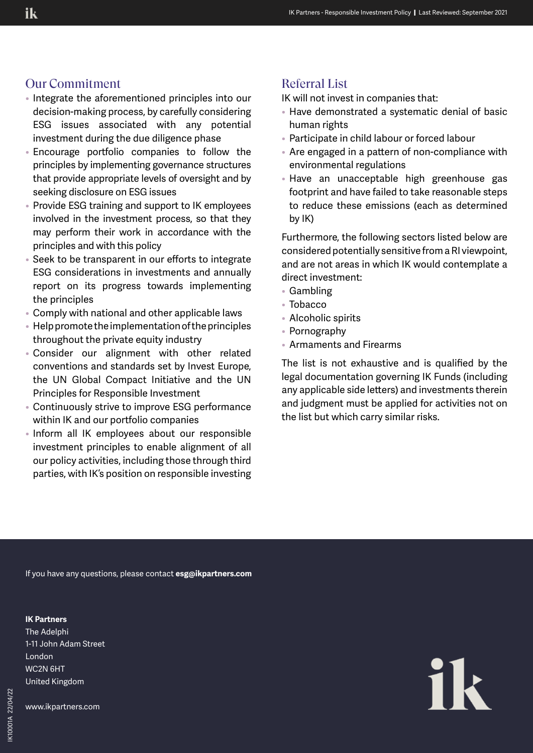## Our Commitment

- Integrate the aforementioned principles into our decision-making process, by carefully considering ESG issues associated with any potential investment during the due diligence phase
- Encourage portfolio companies to follow the principles by implementing governance structures that provide appropriate levels of oversight and by seeking disclosure on ESG issues
- Provide ESG training and support to IK employees involved in the investment process, so that they may perform their work in accordance with the principles and with this policy
- Seek to be transparent in our efforts to integrate ESG considerations in investments and annually report on its progress towards implementing the principles
- Comply with national and other applicable laws
- Help promote the implementation of the principles throughout the private equity industry
- Consider our alignment with other related conventions and standards set by Invest Europe, the UN Global Compact Initiative and the UN Principles for Responsible Investment
- Continuously strive to improve ESG performance within IK and our portfolio companies
- Inform all IK employees about our responsible investment principles to enable alignment of all our policy activities, including those through third parties, with IK's position on responsible investing

## Referral List

IK will not invest in companies that:

- Have demonstrated a systematic denial of basic human rights
- Participate in child labour or forced labour
- Are engaged in a pattern of non-compliance with environmental regulations
- Have an unacceptable high greenhouse gas footprint and have failed to take reasonable steps to reduce these emissions (each as determined by IK)

Furthermore, the following sectors listed below are considered potentially sensitive from a RI viewpoint, and are not areas in which IK would contemplate a direct investment:

- Gambling
- Tobacco
- Alcoholic spirits
- Pornography
- Armaments and Firearms

The list is not exhaustive and is qualified by the legal documentation governing IK Funds (including any applicable side letters) and investments therein and judgment must be applied for activities not on the list but which carry similar risks.

If you have any questions, please contact **esg@ikpartners.com**

**IK Partners**
The Adelphi
1-11 John Adam Street
London
WC2N 6HT
United Kingdom

www.ikpartners.com

IK10001A 22/04/22